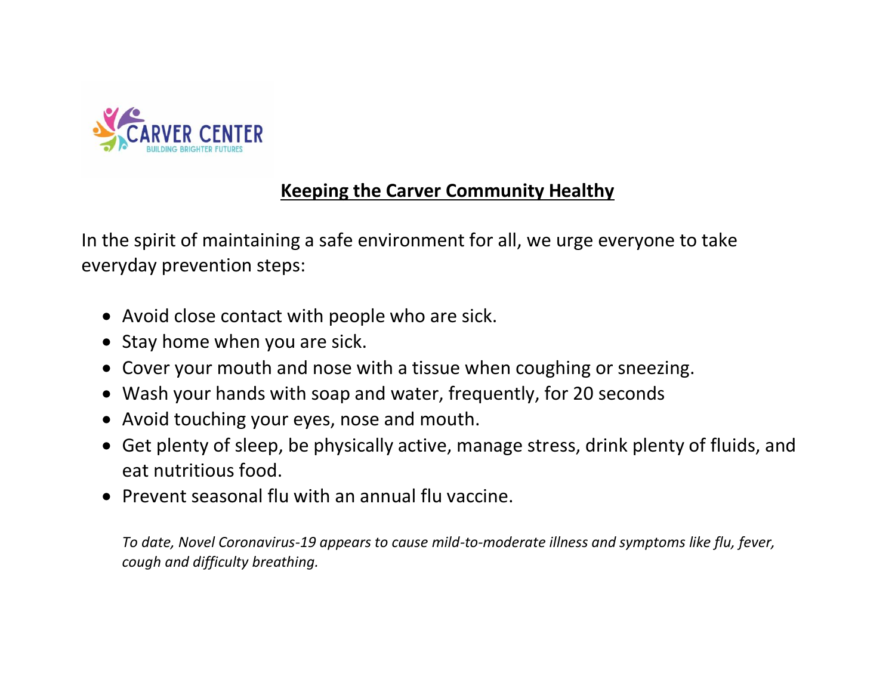CARVER CENTER
BUILDING BRIGHTER FUTURES

## Keeping the Carver Community Healthy

In the spirit of maintaining a safe environment for all, we urge everyone to take everyday prevention steps:

- Avoid close contact with people who are sick.
- Stay home when you are sick.
- Cover your mouth and nose with a tissue when coughing or sneezing.
- Wash your hands with soap and water, frequently, for 20 seconds
- Avoid touching your eyes, nose and mouth.
- Get plenty of sleep, be physically active, manage stress, drink plenty of fluids, and eat nutritious food.
- Prevent seasonal flu with an annual flu vaccine.

*To date, Novel Coronavirus-19 appears to cause mild-to-moderate illness and symptoms like flu, fever, cough and difficulty breathing.*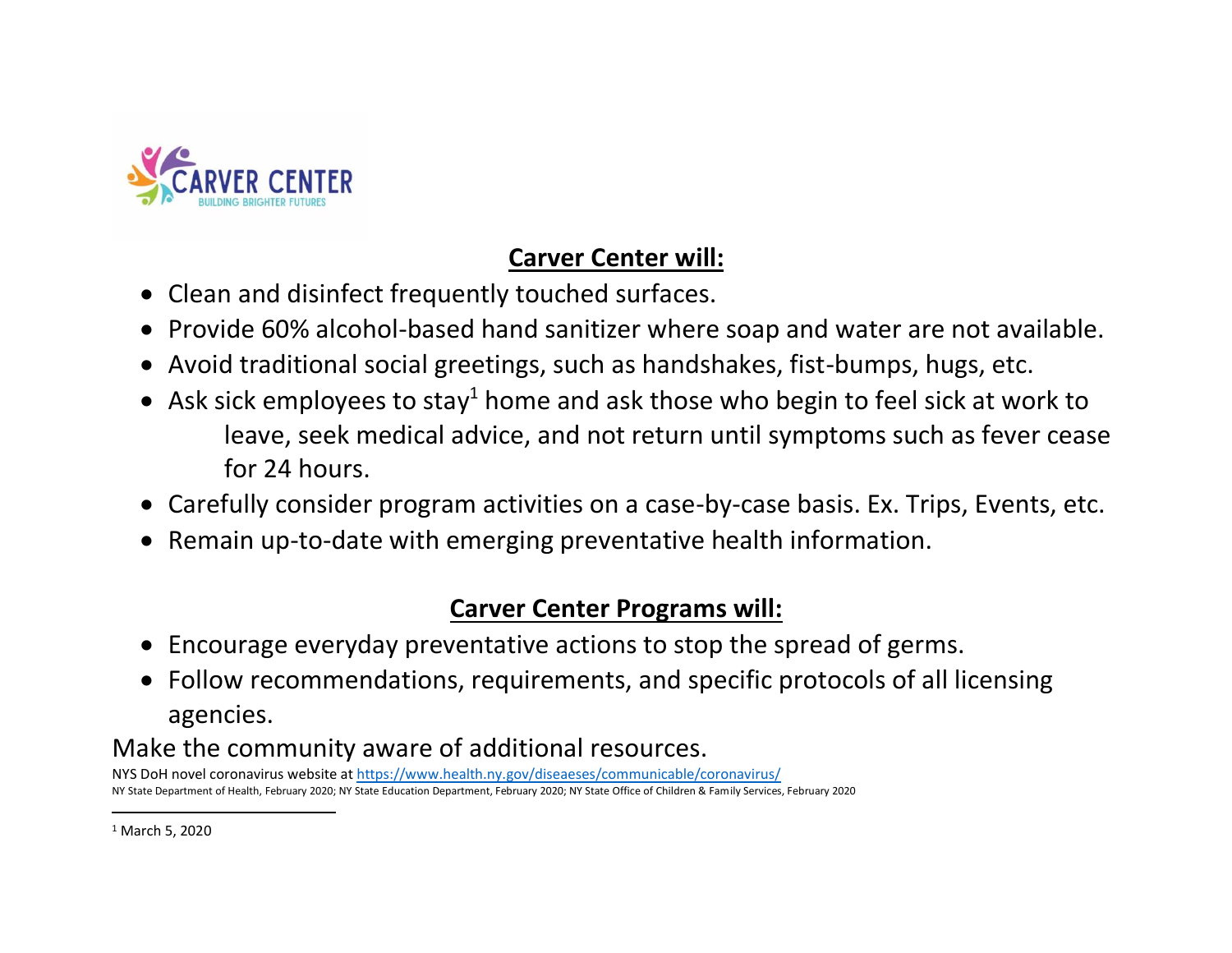CARVER CENTER
BUILDING BRIGHTER FUTURES

## Carver Center will:

- Clean and disinfect frequently touched surfaces.
- Provide 60% alcohol-based hand sanitizer where soap and water are not available.
- Avoid traditional social greetings, such as handshakes, fist-bumps, hugs, etc.
- Ask sick employees to stay[1] home and ask those who begin to feel sick at work to leave, seek medical advice, and not return until symptoms such as fever cease for 24 hours.
- Carefully consider program activities on a case-by-case basis. Ex. Trips, Events, etc.
- Remain up-to-date with emerging preventative health information.

## Carver Center Programs will:

- Encourage everyday preventative actions to stop the spread of germs.
- Follow recommendations, requirements, and specific protocols of all licensing agencies.

Make the community aware of additional resources.

NYS DoH novel coronavirus website at https://www.health.ny.gov/diseaeses/communicable/coronavirus/

NY State Department of Health, February 2020; NY State Education Department, February 2020; NY State Office of Children & Family Services, February 2020

[1] March 5, 2020